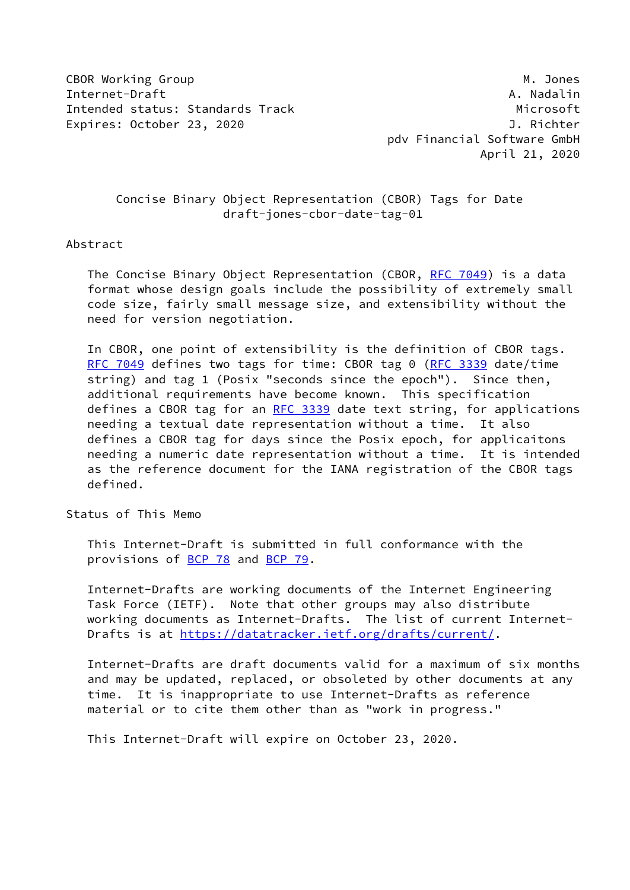CBOR Working Group M. Jones
Internet-Draft A. Nadalin
Intended status: Standards Track Microsoft
Expires: October 23, 2020 J. Richter
pdv Financial Software GmbH
April 21, 2020

# Concise Binary Object Representation (CBOR) Tags for Date
draft-jones-cbor-date-tag-01

## Abstract

The Concise Binary Object Representation (CBOR, RFC 7049) is a data format whose design goals include the possibility of extremely small code size, fairly small message size, and extensibility without the need for version negotiation.

In CBOR, one point of extensibility is the definition of CBOR tags. RFC 7049 defines two tags for time: CBOR tag 0 (RFC 3339 date/time string) and tag 1 (Posix "seconds since the epoch"). Since then, additional requirements have become known. This specification defines a CBOR tag for an RFC 3339 date text string, for applications needing a textual date representation without a time. It also defines a CBOR tag for days since the Posix epoch, for applicaitons needing a numeric date representation without a time. It is intended as the reference document for the IANA registration of the CBOR tags defined.

## Status of This Memo

This Internet-Draft is submitted in full conformance with the provisions of BCP 78 and BCP 79.

Internet-Drafts are working documents of the Internet Engineering Task Force (IETF). Note that other groups may also distribute working documents as Internet-Drafts. The list of current Internet-Drafts is at https://datatracker.ietf.org/drafts/current/.

Internet-Drafts are draft documents valid for a maximum of six months and may be updated, replaced, or obsoleted by other documents at any time. It is inappropriate to use Internet-Drafts as reference material or to cite them other than as "work in progress."

This Internet-Draft will expire on October 23, 2020.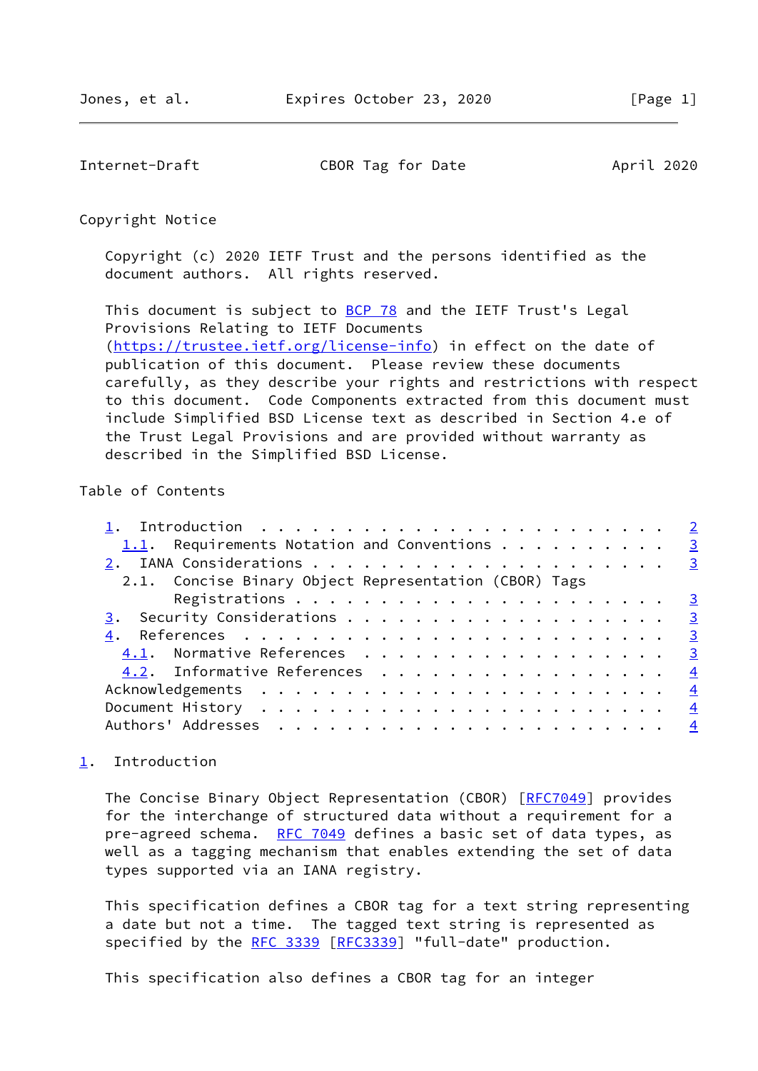Copyright Notice

Copyright (c) 2020 IETF Trust and the persons identified as the document authors. All rights reserved.

This document is subject to BCP 78 and the IETF Trust's Legal Provisions Relating to IETF Documents (https://trustee.ietf.org/license-info) in effect on the date of publication of this document. Please review these documents carefully, as they describe your rights and restrictions with respect to this document. Code Components extracted from this document must include Simplified BSD License text as described in Section 4.e of the Trust Legal Provisions and are provided without warranty as described in the Simplified BSD License.

Table of Contents

- 1. Introduction . . . . . . . . . . . . . . . . . . . . . . . . 2
  - 1.1. Requirements Notation and Conventions . . . . . . . . . . 3
- 2. IANA Considerations . . . . . . . . . . . . . . . . . . . . . 3
  - 2.1. Concise Binary Object Representation (CBOR) Tags Registrations . . . . . . . . . . . . . . . . . . . . . . 3
- 3. Security Considerations . . . . . . . . . . . . . . . . . . . 3
- 4. References . . . . . . . . . . . . . . . . . . . . . . . . . 3
  - 4.1. Normative References . . . . . . . . . . . . . . . . . . 3
  - 4.2. Informative References . . . . . . . . . . . . . . . . . 4
- Acknowledgements . . . . . . . . . . . . . . . . . . . . . . . . 4
- Document History . . . . . . . . . . . . . . . . . . . . . . . . 4
- Authors' Addresses . . . . . . . . . . . . . . . . . . . . . . . 4

## 1. Introduction

The Concise Binary Object Representation (CBOR) [RFC7049] provides for the interchange of structured data without a requirement for a pre-agreed schema. RFC 7049 defines a basic set of data types, as well as a tagging mechanism that enables extending the set of data types supported via an IANA registry.

This specification defines a CBOR tag for a text string representing a date but not a time. The tagged text string is represented as specified by the RFC 3339 [RFC3339] "full-date" production.

This specification also defines a CBOR tag for an integer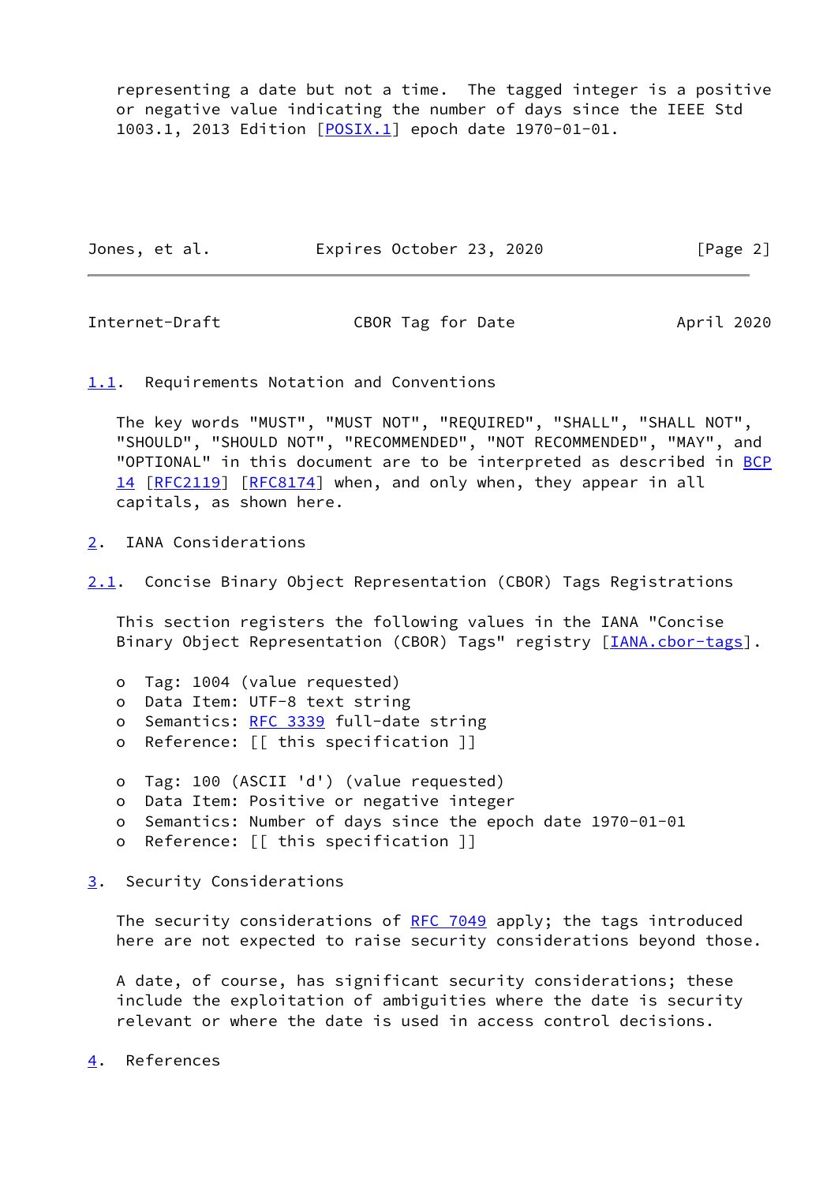representing a date but not a time. The tagged integer is a positive or negative value indicating the number of days since the IEEE Std 1003.1, 2013 Edition [POSIX.1] epoch date 1970-01-01.

### 1.1. Requirements Notation and Conventions

The key words "MUST", "MUST NOT", "REQUIRED", "SHALL", "SHALL NOT", "SHOULD", "SHOULD NOT", "RECOMMENDED", "NOT RECOMMENDED", "MAY", and "OPTIONAL" in this document are to be interpreted as described in BCP 14 [RFC2119] [RFC8174] when, and only when, they appear in all capitals, as shown here.

## 2. IANA Considerations

### 2.1. Concise Binary Object Representation (CBOR) Tags Registrations

This section registers the following values in the IANA "Concise Binary Object Representation (CBOR) Tags" registry [IANA.cbor-tags].

- Tag: 1004 (value requested)
- Data Item: UTF-8 text string
- Semantics: RFC 3339 full-date string
- Reference: [[ this specification ]]

- Tag: 100 (ASCII 'd') (value requested)
- Data Item: Positive or negative integer
- Semantics: Number of days since the epoch date 1970-01-01
- Reference: [[ this specification ]]

## 3. Security Considerations

The security considerations of RFC 7049 apply; the tags introduced here are not expected to raise security considerations beyond those.

A date, of course, has significant security considerations; these include the exploitation of ambiguities where the date is security relevant or where the date is used in access control decisions.

## 4. References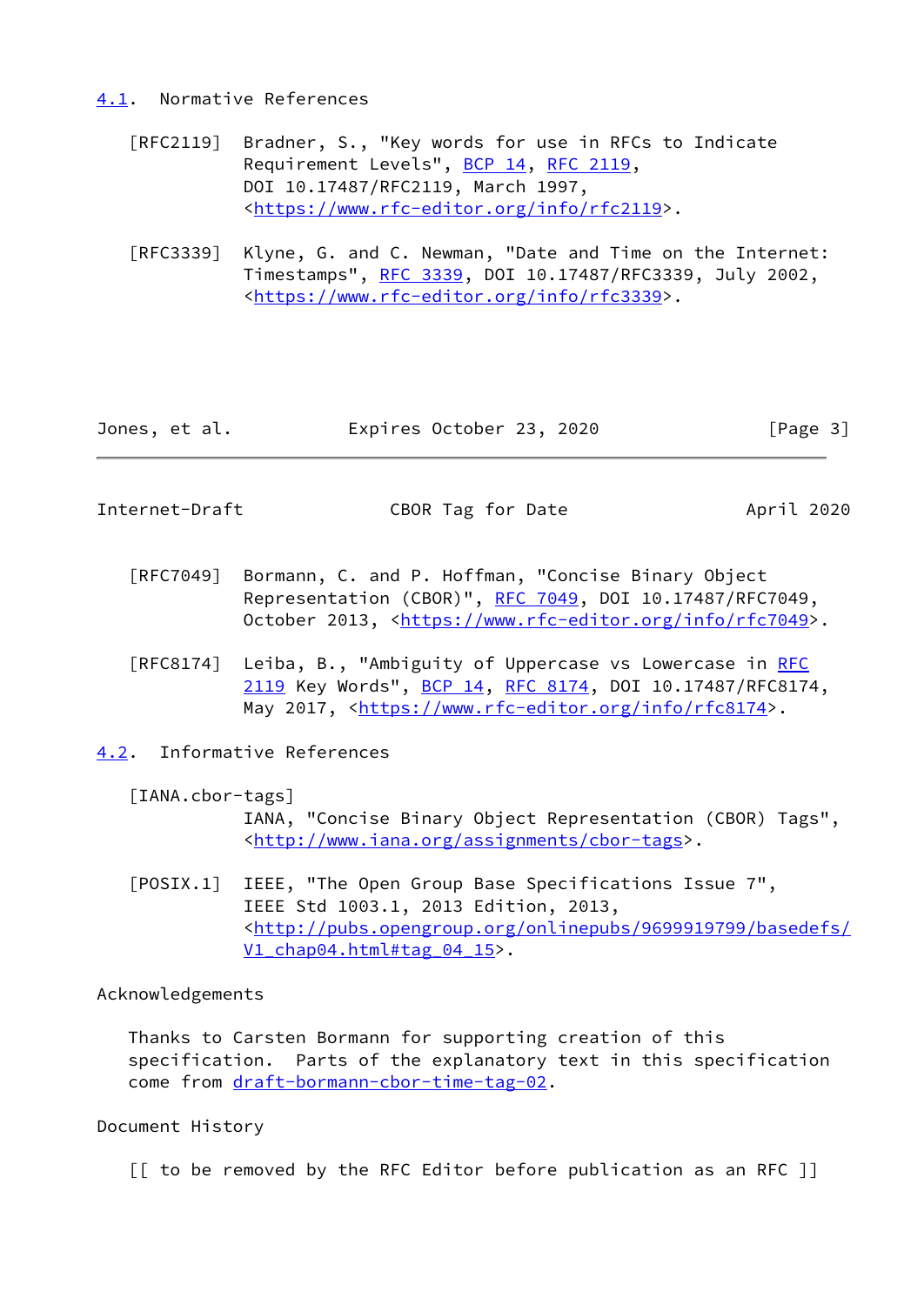### 4.1. Normative References

[RFC2119] Bradner, S., "Key words for use in RFCs to Indicate Requirement Levels", BCP 14, RFC 2119, DOI 10.17487/RFC2119, March 1997, <https://www.rfc-editor.org/info/rfc2119>.

[RFC3339] Klyne, G. and C. Newman, "Date and Time on the Internet: Timestamps", RFC 3339, DOI 10.17487/RFC3339, July 2002, <https://www.rfc-editor.org/info/rfc3339>.

[RFC7049] Bormann, C. and P. Hoffman, "Concise Binary Object Representation (CBOR)", RFC 7049, DOI 10.17487/RFC7049, October 2013, <https://www.rfc-editor.org/info/rfc7049>.

[RFC8174] Leiba, B., "Ambiguity of Uppercase vs Lowercase in RFC 2119 Key Words", BCP 14, RFC 8174, DOI 10.17487/RFC8174, May 2017, <https://www.rfc-editor.org/info/rfc8174>.

### 4.2. Informative References

[IANA.cbor-tags]
IANA, "Concise Binary Object Representation (CBOR) Tags", <http://www.iana.org/assignments/cbor-tags>.

[POSIX.1] IEEE, "The Open Group Base Specifications Issue 7", IEEE Std 1003.1, 2013 Edition, 2013, <http://pubs.opengroup.org/onlinepubs/9699919799/basedefs/V1_chap04.html#tag_04_15>.

## Acknowledgements

Thanks to Carsten Bormann for supporting creation of this specification. Parts of the explanatory text in this specification come from draft-bormann-cbor-time-tag-02.

## Document History

[[ to be removed by the RFC Editor before publication as an RFC ]]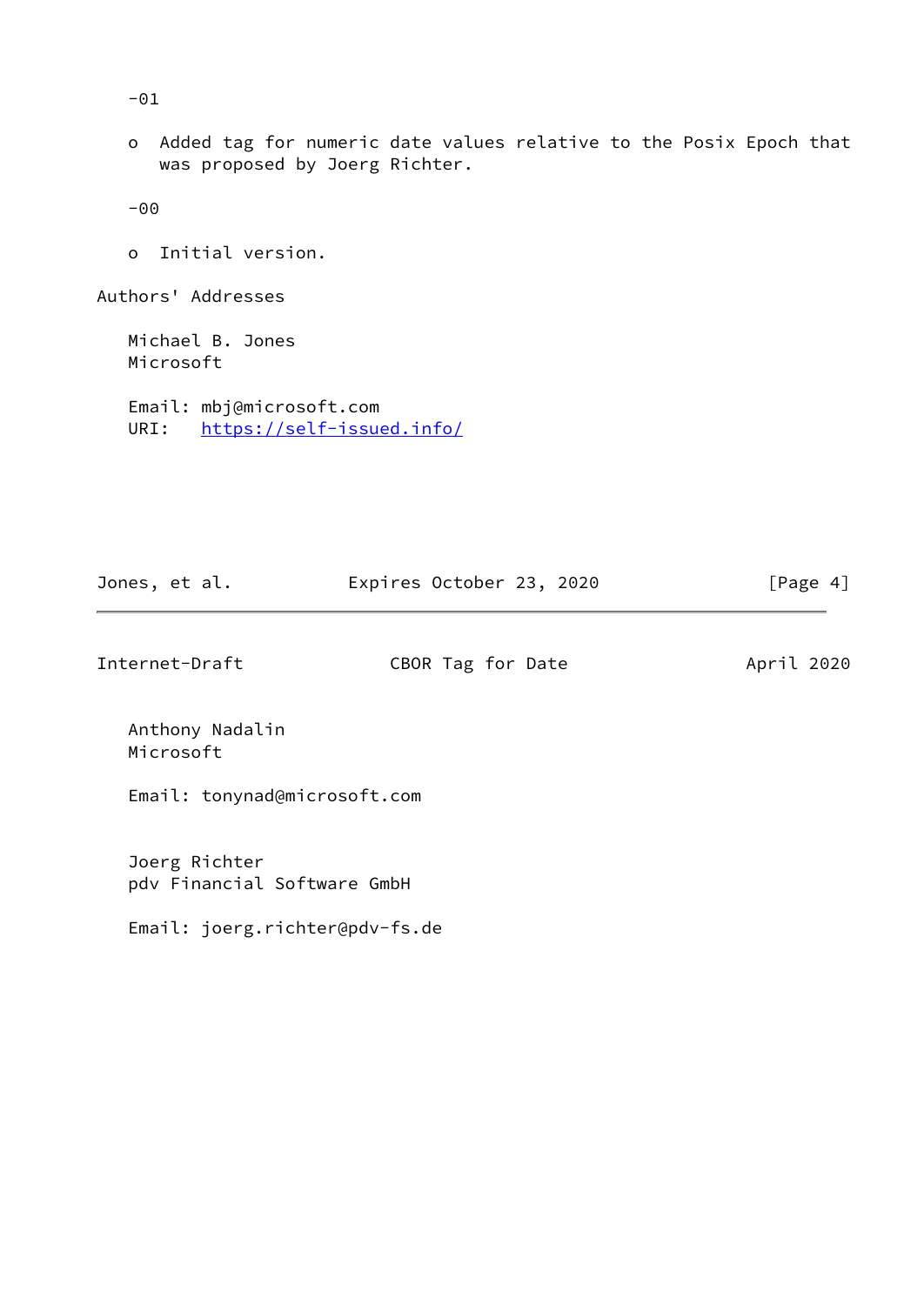-01

- Added tag for numeric date values relative to the Posix Epoch that was proposed by Joerg Richter.

-00

- Initial version.

## Authors' Addresses

Michael B. Jones
Microsoft

Email: mbj@microsoft.com
URI: https://self-issued.info/

Anthony Nadalin
Microsoft

Email: tonynad@microsoft.com

Joerg Richter
pdv Financial Software GmbH

Email: joerg.richter@pdv-fs.de